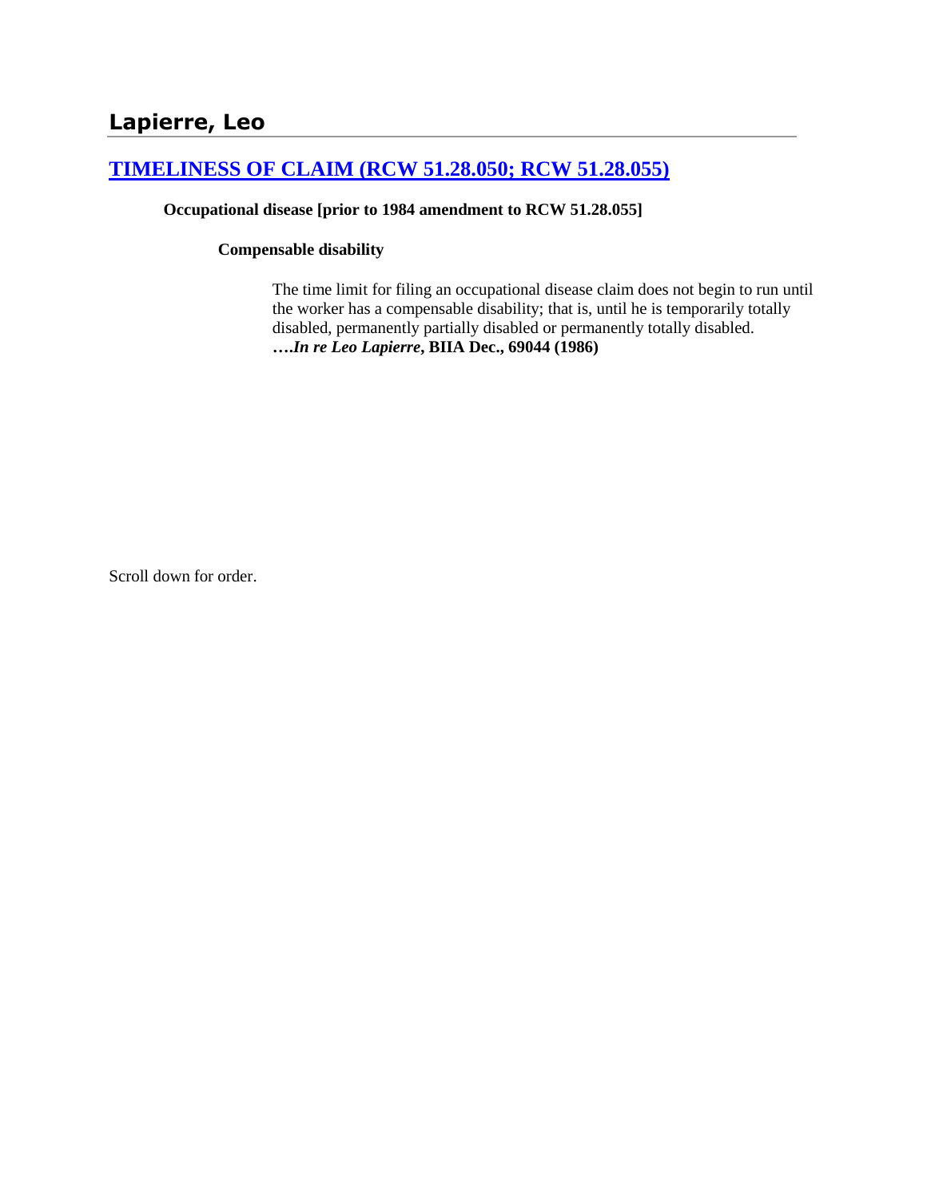# Lapierre, Leo

## [TIMELINESS OF CLAIM (RCW 51.28.050; RCW 51.28.055)]

**Occupational disease [prior to 1984 amendment to RCW 51.28.055]**

**Compensable disability**

The time limit for filing an occupational disease claim does not begin to run until the worker has a compensable disability; that is, until he is temporarily totally disabled, permanently partially disabled or permanently totally disabled. ***….In re Leo Lapierre*, BIIA Dec., 69044 (1986)**

Scroll down for order.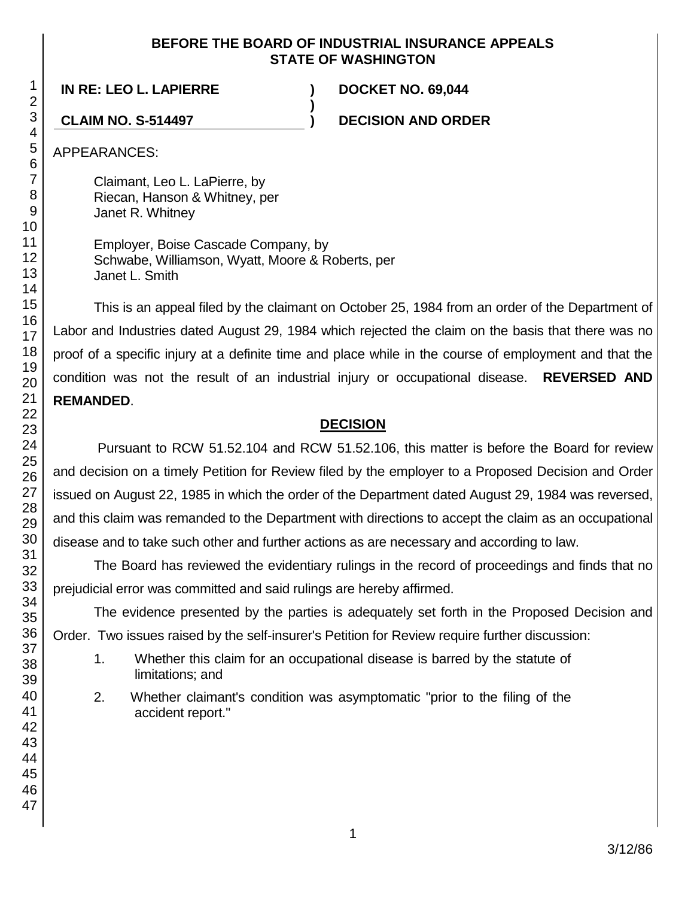**BEFORE THE BOARD OF INDUSTRIAL INSURANCE APPEALS**
**STATE OF WASHINGTON**

**IN RE: LEO L. LAPIERRE** ) **DOCKET NO. 69,044**
)
**CLAIM NO. S-514497** ) **DECISION AND ORDER**

APPEARANCES:

Claimant, Leo L. LaPierre, by
Riecan, Hanson & Whitney, per
Janet R. Whitney

Employer, Boise Cascade Company, by
Schwabe, Williamson, Wyatt, Moore & Roberts, per
Janet L. Smith

This is an appeal filed by the claimant on October 25, 1984 from an order of the Department of Labor and Industries dated August 29, 1984 which rejected the claim on the basis that there was no proof of a specific injury at a definite time and place while in the course of employment and that the condition was not the result of an industrial injury or occupational disease. **REVERSED AND REMANDED**.

## DECISION

Pursuant to RCW 51.52.104 and RCW 51.52.106, this matter is before the Board for review and decision on a timely Petition for Review filed by the employer to a Proposed Decision and Order issued on August 22, 1985 in which the order of the Department dated August 29, 1984 was reversed, and this claim was remanded to the Department with directions to accept the claim as an occupational disease and to take such other and further actions as are necessary and according to law.

The Board has reviewed the evidentiary rulings in the record of proceedings and finds that no prejudicial error was committed and said rulings are hereby affirmed.

The evidence presented by the parties is adequately set forth in the Proposed Decision and Order. Two issues raised by the self-insurer's Petition for Review require further discussion:

1. Whether this claim for an occupational disease is barred by the statute of limitations; and

2. Whether claimant's condition was asymptomatic "prior to the filing of the accident report."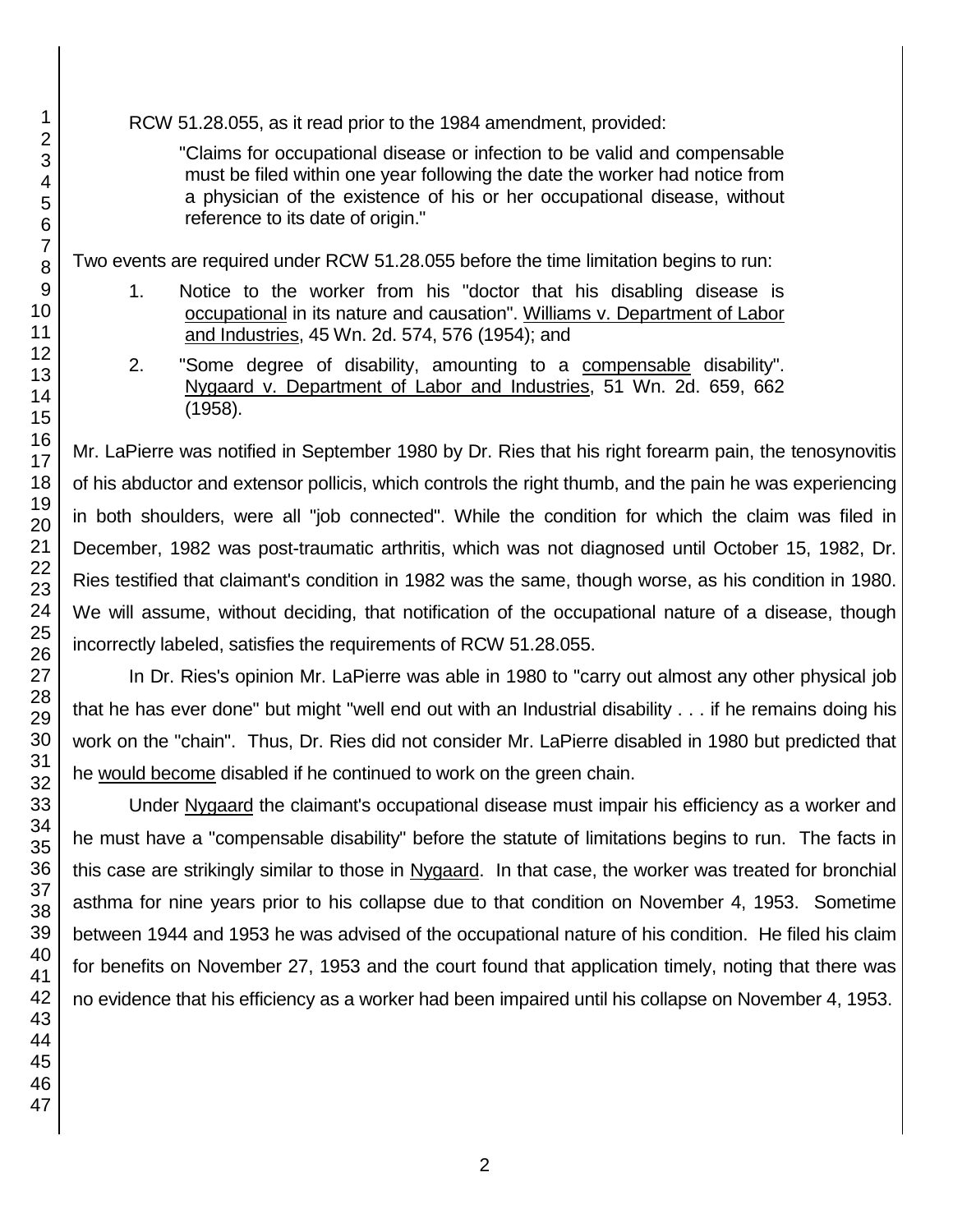RCW 51.28.055, as it read prior to the 1984 amendment, provided:

> "Claims for occupational disease or infection to be valid and compensable must be filed within one year following the date the worker had notice from a physician of the existence of his or her occupational disease, without reference to its date of origin."

Two events are required under RCW 51.28.055 before the time limitation begins to run:

1. Notice to the worker from his "doctor that his disabling disease is <u>occupational</u> in its nature and causation". <u>Williams v. Department of Labor and Industries</u>, 45 Wn. 2d. 574, 576 (1954); and
2. "Some degree of disability, amounting to a <u>compensable</u> disability". <u>Nygaard v. Department of Labor and Industries</u>, 51 Wn. 2d. 659, 662 (1958).

Mr. LaPierre was notified in September 1980 by Dr. Ries that his right forearm pain, the tenosynovitis of his abductor and extensor pollicis, which controls the right thumb, and the pain he was experiencing in both shoulders, were all "job connected". While the condition for which the claim was filed in December, 1982 was post-traumatic arthritis, which was not diagnosed until October 15, 1982, Dr. Ries testified that claimant's condition in 1982 was the same, though worse, as his condition in 1980. We will assume, without deciding, that notification of the occupational nature of a disease, though incorrectly labeled, satisfies the requirements of RCW 51.28.055.

In Dr. Ries's opinion Mr. LaPierre was able in 1980 to "carry out almost any other physical job that he has ever done" but might "well end out with an Industrial disability . . . if he remains doing his work on the "chain". Thus, Dr. Ries did not consider Mr. LaPierre disabled in 1980 but predicted that he <u>would become</u> disabled if he continued to work on the green chain.

Under <u>Nygaard</u> the claimant's occupational disease must impair his efficiency as a worker and he must have a "compensable disability" before the statute of limitations begins to run. The facts in this case are strikingly similar to those in <u>Nygaard</u>. In that case, the worker was treated for bronchial asthma for nine years prior to his collapse due to that condition on November 4, 1953. Sometime between 1944 and 1953 he was advised of the occupational nature of his condition. He filed his claim for benefits on November 27, 1953 and the court found that application timely, noting that there was no evidence that his efficiency as a worker had been impaired until his collapse on November 4, 1953.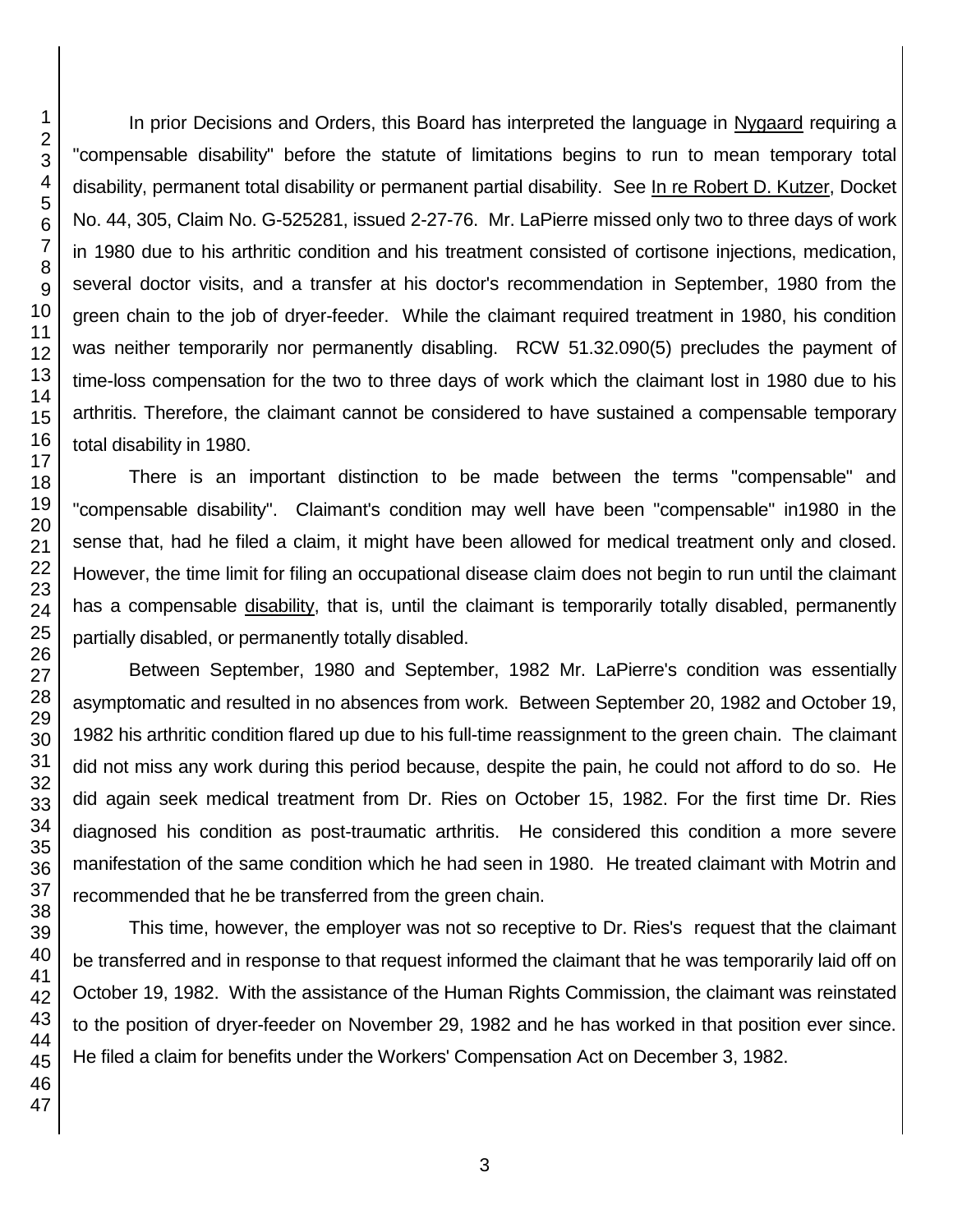In prior Decisions and Orders, this Board has interpreted the language in Nygaard requiring a "compensable disability" before the statute of limitations begins to run to mean temporary total disability, permanent total disability or permanent partial disability. See In re Robert D. Kutzer, Docket No. 44, 305, Claim No. G-525281, issued 2-27-76. Mr. LaPierre missed only two to three days of work in 1980 due to his arthritic condition and his treatment consisted of cortisone injections, medication, several doctor visits, and a transfer at his doctor's recommendation in September, 1980 from the green chain to the job of dryer-feeder. While the claimant required treatment in 1980, his condition was neither temporarily nor permanently disabling. RCW 51.32.090(5) precludes the payment of time-loss compensation for the two to three days of work which the claimant lost in 1980 due to his arthritis. Therefore, the claimant cannot be considered to have sustained a compensable temporary total disability in 1980.

There is an important distinction to be made between the terms "compensable" and "compensable disability". Claimant's condition may well have been "compensable" in1980 in the sense that, had he filed a claim, it might have been allowed for medical treatment only and closed. However, the time limit for filing an occupational disease claim does not begin to run until the claimant has a compensable disability, that is, until the claimant is temporarily totally disabled, permanently partially disabled, or permanently totally disabled.

Between September, 1980 and September, 1982 Mr. LaPierre's condition was essentially asymptomatic and resulted in no absences from work. Between September 20, 1982 and October 19, 1982 his arthritic condition flared up due to his full-time reassignment to the green chain. The claimant did not miss any work during this period because, despite the pain, he could not afford to do so. He did again seek medical treatment from Dr. Ries on October 15, 1982. For the first time Dr. Ries diagnosed his condition as post-traumatic arthritis. He considered this condition a more severe manifestation of the same condition which he had seen in 1980. He treated claimant with Motrin and recommended that he be transferred from the green chain.

This time, however, the employer was not so receptive to Dr. Ries's request that the claimant be transferred and in response to that request informed the claimant that he was temporarily laid off on October 19, 1982. With the assistance of the Human Rights Commission, the claimant was reinstated to the position of dryer-feeder on November 29, 1982 and he has worked in that position ever since. He filed a claim for benefits under the Workers' Compensation Act on December 3, 1982.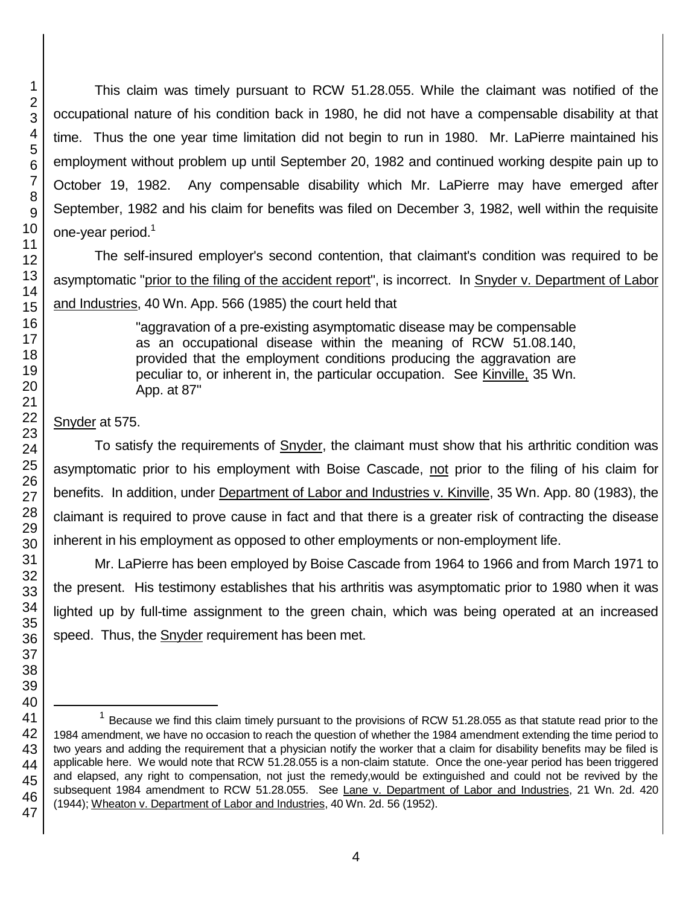This claim was timely pursuant to RCW 51.28.055. While the claimant was notified of the occupational nature of his condition back in 1980, he did not have a compensable disability at that time. Thus the one year time limitation did not begin to run in 1980. Mr. LaPierre maintained his employment without problem up until September 20, 1982 and continued working despite pain up to October 19, 1982. Any compensable disability which Mr. LaPierre may have emerged after September, 1982 and his claim for benefits was filed on December 3, 1982, well within the requisite one-year period.[1]

The self-insured employer's second contention, that claimant's condition was required to be asymptomatic "prior to the filing of the accident report", is incorrect. In Snyder v. Department of Labor and Industries, 40 Wn. App. 566 (1985) the court held that

> "aggravation of a pre-existing asymptomatic disease may be compensable as an occupational disease within the meaning of RCW 51.08.140, provided that the employment conditions producing the aggravation are peculiar to, or inherent in, the particular occupation. See Kinville, 35 Wn. App. at 87"

Snyder at 575.

To satisfy the requirements of Snyder, the claimant must show that his arthritic condition was asymptomatic prior to his employment with Boise Cascade, not prior to the filing of his claim for benefits. In addition, under Department of Labor and Industries v. Kinville, 35 Wn. App. 80 (1983), the claimant is required to prove cause in fact and that there is a greater risk of contracting the disease inherent in his employment as opposed to other employments or non-employment life.

Mr. LaPierre has been employed by Boise Cascade from 1964 to 1966 and from March 1971 to the present. His testimony establishes that his arthritis was asymptomatic prior to 1980 when it was lighted up by full-time assignment to the green chain, which was being operated at an increased speed. Thus, the Snyder requirement has been met.

---

[1] Because we find this claim timely pursuant to the provisions of RCW 51.28.055 as that statute read prior to the 1984 amendment, we have no occasion to reach the question of whether the 1984 amendment extending the time period to two years and adding the requirement that a physician notify the worker that a claim for disability benefits may be filed is applicable here. We would note that RCW 51.28.055 is a non-claim statute. Once the one-year period has been triggered and elapsed, any right to compensation, not just the remedy,would be extinguished and could not be revived by the subsequent 1984 amendment to RCW 51.28.055. See Lane v. Department of Labor and Industries, 21 Wn. 2d. 420 (1944); Wheaton v. Department of Labor and Industries, 40 Wn. 2d. 56 (1952).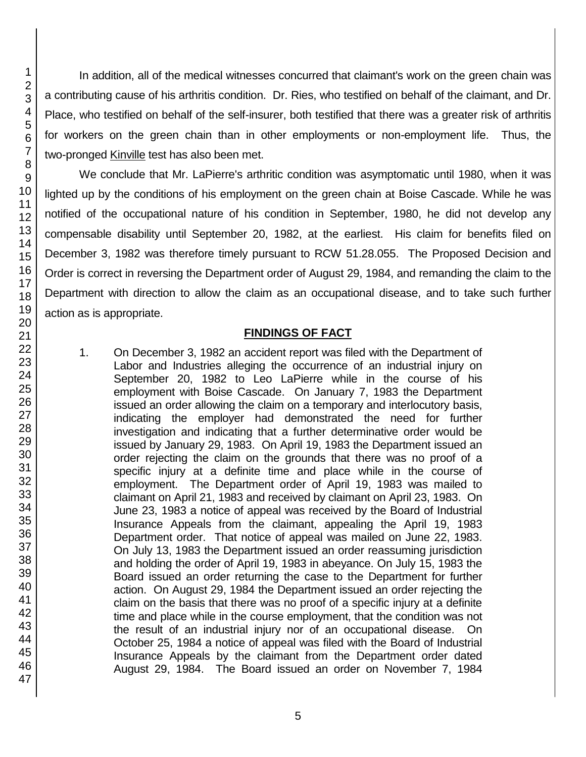In addition, all of the medical witnesses concurred that claimant's work on the green chain was a contributing cause of his arthritis condition. Dr. Ries, who testified on behalf of the claimant, and Dr. Place, who testified on behalf of the self-insurer, both testified that there was a greater risk of arthritis for workers on the green chain than in other employments or non-employment life. Thus, the two-pronged Kinville test has also been met.

We conclude that Mr. LaPierre's arthritic condition was asymptomatic until 1980, when it was lighted up by the conditions of his employment on the green chain at Boise Cascade. While he was notified of the occupational nature of his condition in September, 1980, he did not develop any compensable disability until September 20, 1982, at the earliest. His claim for benefits filed on December 3, 1982 was therefore timely pursuant to RCW 51.28.055. The Proposed Decision and Order is correct in reversing the Department order of August 29, 1984, and remanding the claim to the Department with direction to allow the claim as an occupational disease, and to take such further action as is appropriate.

## FINDINGS OF FACT

1. On December 3, 1982 an accident report was filed with the Department of Labor and Industries alleging the occurrence of an industrial injury on September 20, 1982 to Leo LaPierre while in the course of his employment with Boise Cascade. On January 7, 1983 the Department issued an order allowing the claim on a temporary and interlocutory basis, indicating the employer had demonstrated the need for further investigation and indicating that a further determinative order would be issued by January 29, 1983. On April 19, 1983 the Department issued an order rejecting the claim on the grounds that there was no proof of a specific injury at a definite time and place while in the course of employment. The Department order of April 19, 1983 was mailed to claimant on April 21, 1983 and received by claimant on April 23, 1983. On June 23, 1983 a notice of appeal was received by the Board of Industrial Insurance Appeals from the claimant, appealing the April 19, 1983 Department order. That notice of appeal was mailed on June 22, 1983. On July 13, 1983 the Department issued an order reassuming jurisdiction and holding the order of April 19, 1983 in abeyance. On July 15, 1983 the Board issued an order returning the case to the Department for further action. On August 29, 1984 the Department issued an order rejecting the claim on the basis that there was no proof of a specific injury at a definite time and place while in the course employment, that the condition was not the result of an industrial injury nor of an occupational disease. On October 25, 1984 a notice of appeal was filed with the Board of Industrial Insurance Appeals by the claimant from the Department order dated August 29, 1984. The Board issued an order on November 7, 1984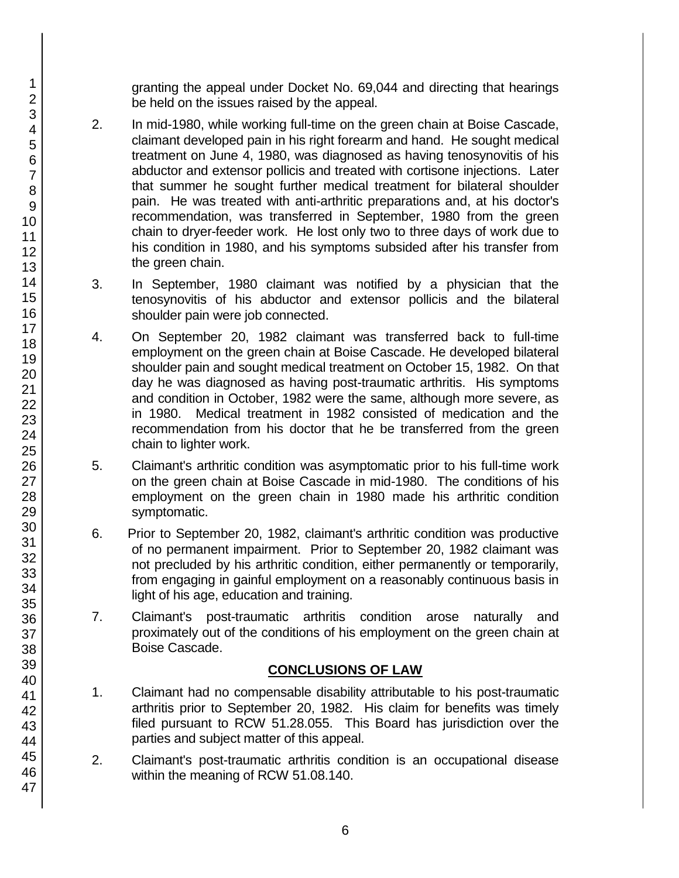granting the appeal under Docket No. 69,044 and directing that hearings be held on the issues raised by the appeal.

2. In mid-1980, while working full-time on the green chain at Boise Cascade, claimant developed pain in his right forearm and hand. He sought medical treatment on June 4, 1980, was diagnosed as having tenosynovitis of his abductor and extensor pollicis and treated with cortisone injections. Later that summer he sought further medical treatment for bilateral shoulder pain. He was treated with anti-arthritic preparations and, at his doctor's recommendation, was transferred in September, 1980 from the green chain to dryer-feeder work. He lost only two to three days of work due to his condition in 1980, and his symptoms subsided after his transfer from the green chain.

3. In September, 1980 claimant was notified by a physician that the tenosynovitis of his abductor and extensor pollicis and the bilateral shoulder pain were job connected.

4. On September 20, 1982 claimant was transferred back to full-time employment on the green chain at Boise Cascade. He developed bilateral shoulder pain and sought medical treatment on October 15, 1982. On that day he was diagnosed as having post-traumatic arthritis. His symptoms and condition in October, 1982 were the same, although more severe, as in 1980. Medical treatment in 1982 consisted of medication and the recommendation from his doctor that he be transferred from the green chain to lighter work.

5. Claimant's arthritic condition was asymptomatic prior to his full-time work on the green chain at Boise Cascade in mid-1980. The conditions of his employment on the green chain in 1980 made his arthritic condition symptomatic.

6. Prior to September 20, 1982, claimant's arthritic condition was productive of no permanent impairment. Prior to September 20, 1982 claimant was not precluded by his arthritic condition, either permanently or temporarily, from engaging in gainful employment on a reasonably continuous basis in light of his age, education and training.

7. Claimant's post-traumatic arthritis condition arose naturally and proximately out of the conditions of his employment on the green chain at Boise Cascade.

## CONCLUSIONS OF LAW

1. Claimant had no compensable disability attributable to his post-traumatic arthritis prior to September 20, 1982. His claim for benefits was timely filed pursuant to RCW 51.28.055. This Board has jurisdiction over the parties and subject matter of this appeal.

2. Claimant's post-traumatic arthritis condition is an occupational disease within the meaning of RCW 51.08.140.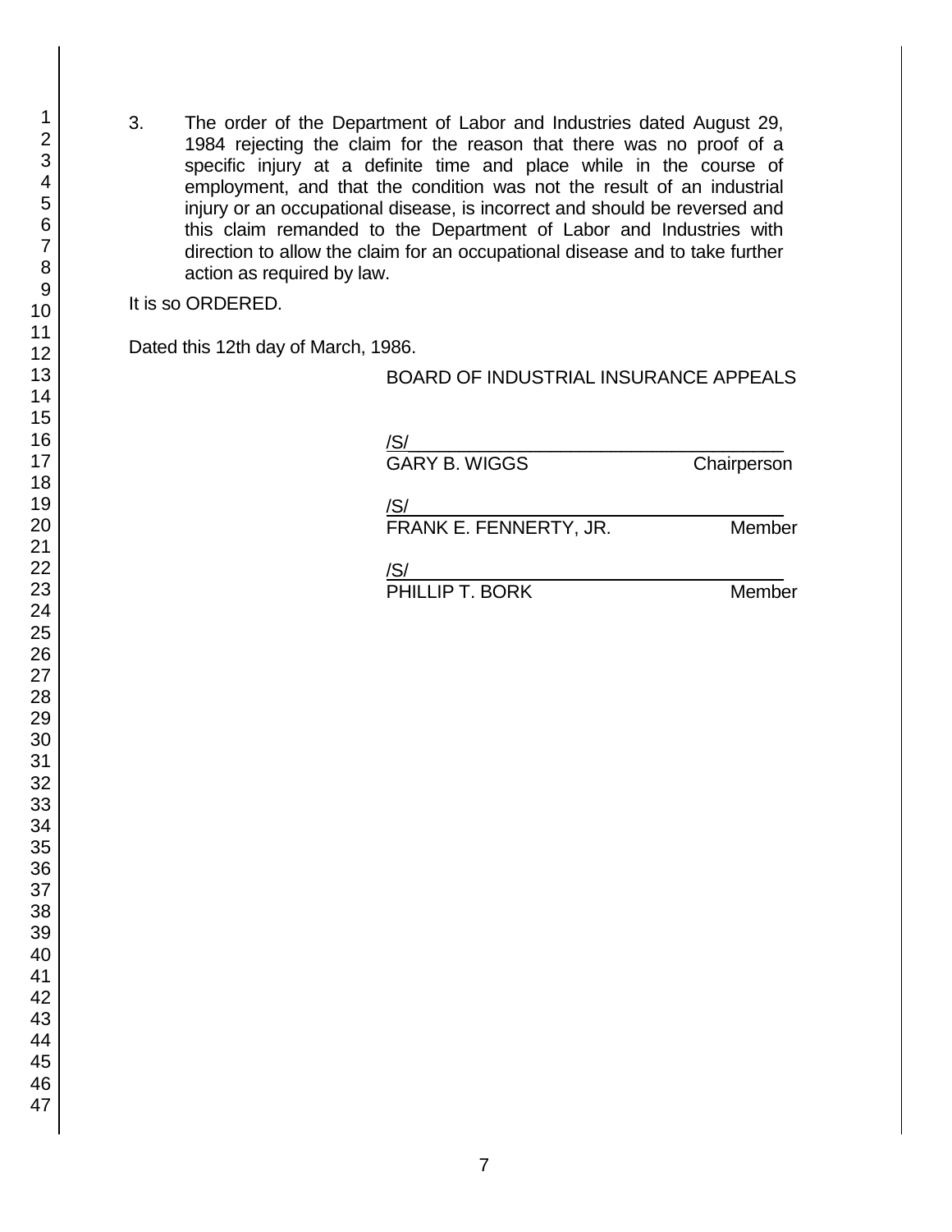3. The order of the Department of Labor and Industries dated August 29, 1984 rejecting the claim for the reason that there was no proof of a specific injury at a definite time and place while in the course of employment, and that the condition was not the result of an industrial injury or an occupational disease, is incorrect and should be reversed and this claim remanded to the Department of Labor and Industries with direction to allow the claim for an occupational disease and to take further action as required by law.

It is so ORDERED.

Dated this 12th day of March, 1986.

BOARD OF INDUSTRIAL INSURANCE APPEALS

/S/
GARY B. WIGGS Chairperson

/S/
FRANK E. FENNERTY, JR. Member

/S/
PHILLIP T. BORK Member